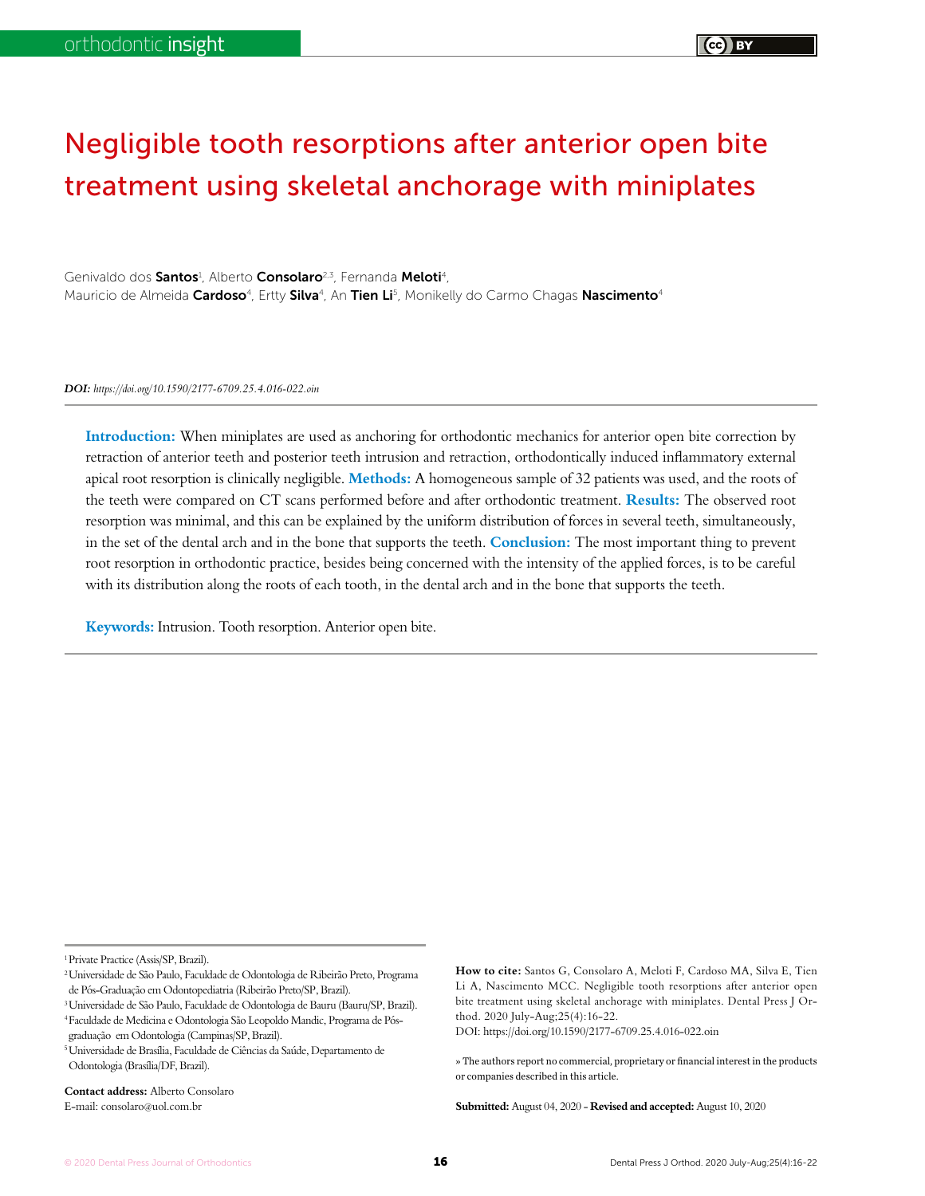orthodontic insight

# Negligible tooth resorptions after anterior open bite treatment using skeletal anchorage with miniplates

Genivaldo dos **Santos**[1], Alberto **Consolaro**[2,3], Fernanda **Meloti**[4], Mauricio de Almeida **Cardoso**[4], Ertty **Silva**[4], An **Tien Li**[5], Monikelly do Carmo Chagas **Nascimento**[4]

***DOI:*** *https://doi.org/10.1590/2177-6709.25.4.016-022.oin*

---

**Introduction:** When miniplates are used as anchoring for orthodontic mechanics for anterior open bite correction by retraction of anterior teeth and posterior teeth intrusion and retraction, orthodontically induced inflammatory external apical root resorption is clinically negligible. **Methods:** A homogeneous sample of 32 patients was used, and the roots of the teeth were compared on CT scans performed before and after orthodontic treatment. **Results:** The observed root resorption was minimal, and this can be explained by the uniform distribution of forces in several teeth, simultaneously, in the set of the dental arch and in the bone that supports the teeth. **Conclusion:** The most important thing to prevent root resorption in orthodontic practice, besides being concerned with the intensity of the applied forces, is to be careful with its distribution along the roots of each tooth, in the dental arch and in the bone that supports the teeth.

**Keywords:** Intrusion. Tooth resorption. Anterior open bite.

---

[1] Private Practice (Assis/SP, Brazil).

[2] Universidade de São Paulo, Faculdade de Odontologia de Ribeirão Preto, Programa de Pós-Graduação em Odontopediatria (Ribeirão Preto/SP, Brazil).

[3] Universidade de São Paulo, Faculdade de Odontologia de Bauru (Bauru/SP, Brazil).

[4] Faculdade de Medicina e Odontologia São Leopoldo Mandic, Programa de Pós-graduação em Odontologia (Campinas/SP, Brazil).

[5] Universidade de Brasília, Faculdade de Ciências da Saúde, Departamento de Odontologia (Brasília/DF, Brazil).

**Contact address:** Alberto Consolaro
E-mail: consolaro@uol.com.br

**How to cite:** Santos G, Consolaro A, Meloti F, Cardoso MA, Silva E, Tien Li A, Nascimento MCC. Negligible tooth resorptions after anterior open bite treatment using skeletal anchorage with miniplates. Dental Press J Orthod. 2020 July-Aug;25(4):16-22.
DOI: https://doi.org/10.1590/2177-6709.25.4.016-022.oin

» The authors report no commercial, proprietary or financial interest in the products or companies described in this article.

**Submitted:** August 04, 2020 - **Revised and accepted:** August 10, 2020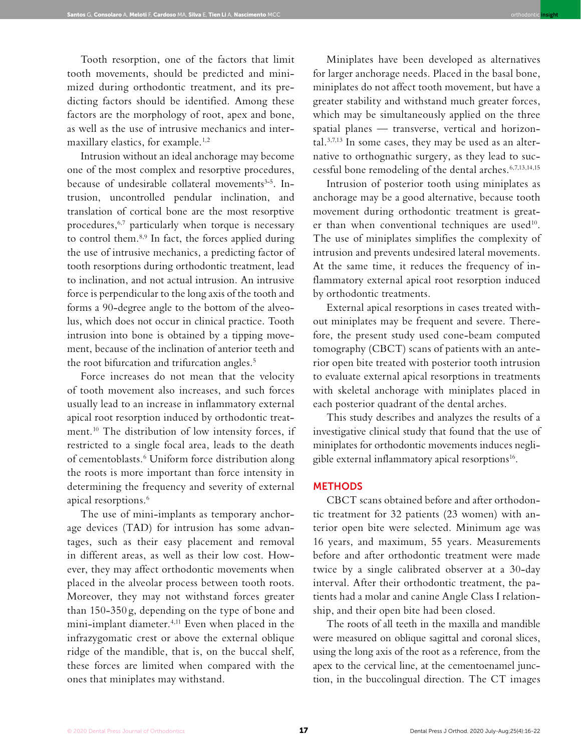Tooth resorption, one of the factors that limit tooth movements, should be predicted and minimized during orthodontic treatment, and its predicting factors should be identified. Among these factors are the morphology of root, apex and bone, as well as the use of intrusive mechanics and intermaxillary elastics, for example.[1,2]

Intrusion without an ideal anchorage may become one of the most complex and resorptive procedures, because of undesirable collateral movements[3-5]. Intrusion, uncontrolled pendular inclination, and translation of cortical bone are the most resorptive procedures,[6,7] particularly when torque is necessary to control them.[8,9] In fact, the forces applied during the use of intrusive mechanics, a predicting factor of tooth resorptions during orthodontic treatment, lead to inclination, and not actual intrusion. An intrusive force is perpendicular to the long axis of the tooth and forms a 90-degree angle to the bottom of the alveolus, which does not occur in clinical practice. Tooth intrusion into bone is obtained by a tipping movement, because of the inclination of anterior teeth and the root bifurcation and trifurcation angles.[5]

Force increases do not mean that the velocity of tooth movement also increases, and such forces usually lead to an increase in inflammatory external apical root resorption induced by orthodontic treatment.[10] The distribution of low intensity forces, if restricted to a single focal area, leads to the death of cementoblasts.[6] Uniform force distribution along the roots is more important than force intensity in determining the frequency and severity of external apical resorptions.[6]

The use of mini-implants as temporary anchorage devices (TAD) for intrusion has some advantages, such as their easy placement and removal in different areas, as well as their low cost. However, they may affect orthodontic movements when placed in the alveolar process between tooth roots. Moreover, they may not withstand forces greater than 150-350 g, depending on the type of bone and mini-implant diameter.[4,11] Even when placed in the infrazygomatic crest or above the external oblique ridge of the mandible, that is, on the buccal shelf, these forces are limited when compared with the ones that miniplates may withstand.

Miniplates have been developed as alternatives for larger anchorage needs. Placed in the basal bone, miniplates do not affect tooth movement, but have a greater stability and withstand much greater forces, which may be simultaneously applied on the three spatial planes — transverse, vertical and horizontal.[3,7,13] In some cases, they may be used as an alternative to orthognathic surgery, as they lead to successful bone remodeling of the dental arches.[6,7,13,14,15]

Intrusion of posterior tooth using miniplates as anchorage may be a good alternative, because tooth movement during orthodontic treatment is greater than when conventional techniques are used[10]. The use of miniplates simplifies the complexity of intrusion and prevents undesired lateral movements. At the same time, it reduces the frequency of inflammatory external apical root resorption induced by orthodontic treatments.

External apical resorptions in cases treated without miniplates may be frequent and severe. Therefore, the present study used cone-beam computed tomography (CBCT) scans of patients with an anterior open bite treated with posterior tooth intrusion to evaluate external apical resorptions in treatments with skeletal anchorage with miniplates placed in each posterior quadrant of the dental arches.

This study describes and analyzes the results of a investigative clinical study that found that the use of miniplates for orthodontic movements induces negligible external inflammatory apical resorptions[16].

## METHODS

CBCT scans obtained before and after orthodontic treatment for 32 patients (23 women) with anterior open bite were selected. Minimum age was 16 years, and maximum, 55 years. Measurements before and after orthodontic treatment were made twice by a single calibrated observer at a 30-day interval. After their orthodontic treatment, the patients had a molar and canine Angle Class I relationship, and their open bite had been closed.

The roots of all teeth in the maxilla and mandible were measured on oblique sagittal and coronal slices, using the long axis of the root as a reference, from the apex to the cervical line, at the cementoenamel junction, in the buccolingual direction. The CT images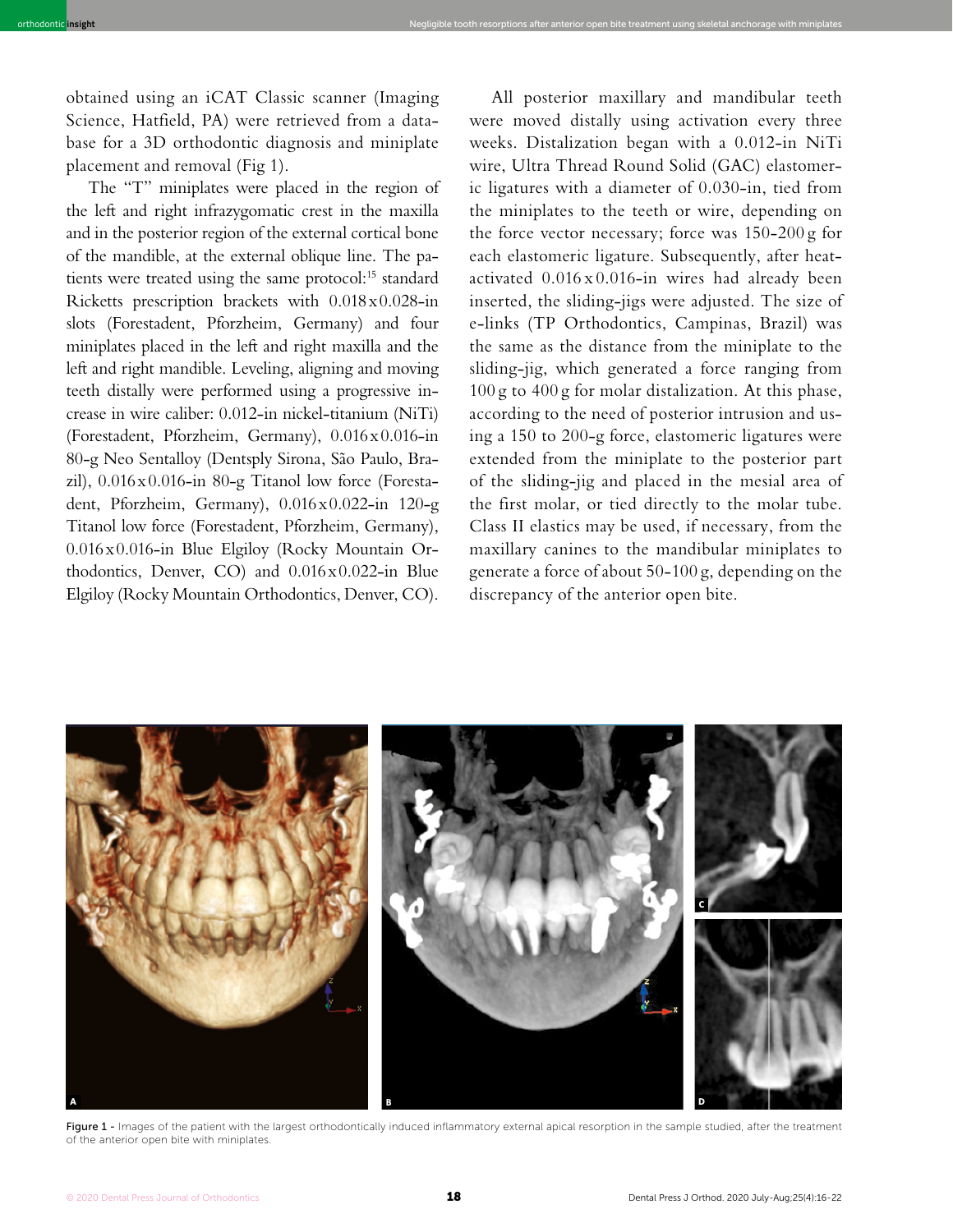obtained using an iCAT Classic scanner (Imaging Science, Hatfield, PA) were retrieved from a database for a 3D orthodontic diagnosis and miniplate placement and removal (Fig 1).

The "T" miniplates were placed in the region of the left and right infrazygomatic crest in the maxilla and in the posterior region of the external cortical bone of the mandible, at the external oblique line. The patients were treated using the same protocol:[15] standard Ricketts prescription brackets with 0.018 x 0.028-in slots (Forestadent, Pforzheim, Germany) and four miniplates placed in the left and right maxilla and the left and right mandible. Leveling, aligning and moving teeth distally were performed using a progressive increase in wire caliber: 0.012-in nickel-titanium (NiTi) (Forestadent, Pforzheim, Germany), 0.016 x 0.016-in 80-g Neo Sentalloy (Dentsply Sirona, São Paulo, Brazil), 0.016 x 0.016-in 80-g Titanol low force (Forestadent, Pforzheim, Germany), 0.016 x 0.022-in 120-g Titanol low force (Forestadent, Pforzheim, Germany), 0.016 x 0.016-in Blue Elgiloy (Rocky Mountain Orthodontics, Denver, CO) and 0.016 x 0.022-in Blue Elgiloy (Rocky Mountain Orthodontics, Denver, CO).

All posterior maxillary and mandibular teeth were moved distally using activation every three weeks. Distalization began with a 0.012-in NiTi wire, Ultra Thread Round Solid (GAC) elastomeric ligatures with a diameter of 0.030-in, tied from the miniplates to the teeth or wire, depending on the force vector necessary; force was 150-200 g for each elastomeric ligature. Subsequently, after heat-activated 0.016 x 0.016-in wires had already been inserted, the sliding-jigs were adjusted. The size of e-links (TP Orthodontics, Campinas, Brazil) was the same as the distance from the miniplate to the sliding-jig, which generated a force ranging from 100 g to 400 g for molar distalization. At this phase, according to the need of posterior intrusion and using a 150 to 200-g force, elastomeric ligatures were extended from the miniplate to the posterior part of the sliding-jig and placed in the mesial area of the first molar, or tied directly to the molar tube. Class II elastics may be used, if necessary, from the maxillary canines to the mandibular miniplates to generate a force of about 50-100 g, depending on the discrepancy of the anterior open bite.

Figure 1 - Images of the patient with the largest orthodontically induced inflammatory external apical resorption in the sample studied, after the treatment of the anterior open bite with miniplates.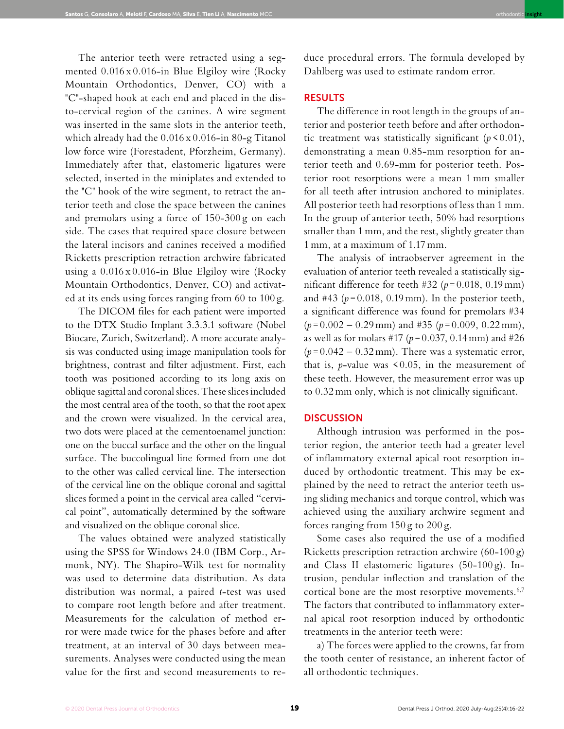The anterior teeth were retracted using a segmented 0.016 x 0.016-in Blue Elgiloy wire (Rocky Mountain Orthodontics, Denver, CO) with a "C"-shaped hook at each end and placed in the disto-cervical region of the canines. A wire segment was inserted in the same slots in the anterior teeth, which already had the 0.016 x 0.016-in 80-g Titanol low force wire (Forestadent, Pforzheim, Germany). Immediately after that, elastomeric ligatures were selected, inserted in the miniplates and extended to the "C" hook of the wire segment, to retract the anterior teeth and close the space between the canines and premolars using a force of 150-300 g on each side. The cases that required space closure between the lateral incisors and canines received a modified Ricketts prescription retraction archwire fabricated using a 0.016 x 0.016-in Blue Elgiloy wire (Rocky Mountain Orthodontics, Denver, CO) and activated at its ends using forces ranging from 60 to 100 g.

The DICOM files for each patient were imported to the DTX Studio Implant 3.3.3.1 software (Nobel Biocare, Zurich, Switzerland). A more accurate analysis was conducted using image manipulation tools for brightness, contrast and filter adjustment. First, each tooth was positioned according to its long axis on oblique sagittal and coronal slices. These slices included the most central area of the tooth, so that the root apex and the crown were visualized. In the cervical area, two dots were placed at the cementoenamel junction: one on the buccal surface and the other on the lingual surface. The buccolingual line formed from one dot to the other was called cervical line. The intersection of the cervical line on the oblique coronal and sagittal slices formed a point in the cervical area called "cervical point", automatically determined by the software and visualized on the oblique coronal slice.

The values obtained were analyzed statistically using the SPSS for Windows 24.0 (IBM Corp., Armonk, NY). The Shapiro-Wilk test for normality was used to determine data distribution. As data distribution was normal, a paired *t*-test was used to compare root length before and after treatment. Measurements for the calculation of method error were made twice for the phases before and after treatment, at an interval of 30 days between measurements. Analyses were conducted using the mean value for the first and second measurements to reduce procedural errors. The formula developed by Dahlberg was used to estimate random error.

## RESULTS

The difference in root length in the groups of anterior and posterior teeth before and after orthodontic treatment was statistically significant ($p < 0.01$), demonstrating a mean 0.85-mm resorption for anterior teeth and 0.69-mm for posterior teeth. Posterior root resorptions were a mean 1 mm smaller for all teeth after intrusion anchored to miniplates. All posterior teeth had resorptions of less than 1 mm. In the group of anterior teeth, 50% had resorptions smaller than 1 mm, and the rest, slightly greater than 1 mm, at a maximum of 1.17 mm.

The analysis of intraobserver agreement in the evaluation of anterior teeth revealed a statistically significant difference for teeth #32 ($p = 0.018$, 0.19 mm) and #43 ($p = 0.018$, 0.19 mm). In the posterior teeth, a significant difference was found for premolars #34 ($p = 0.002$ – 0.29 mm) and #35 ($p = 0.009$, 0.22 mm), as well as for molars #17 ($p = 0.037$, 0.14 mm) and #26 ($p = 0.042$ – 0.32 mm). There was a systematic error, that is, *p*-value was $< 0.05$, in the measurement of these teeth. However, the measurement error was up to 0.32 mm only, which is not clinically significant.

## DISCUSSION

Although intrusion was performed in the posterior region, the anterior teeth had a greater level of inflammatory external apical root resorption induced by orthodontic treatment. This may be explained by the need to retract the anterior teeth using sliding mechanics and torque control, which was achieved using the auxiliary archwire segment and forces ranging from 150 g to 200 g.

Some cases also required the use of a modified Ricketts prescription retraction archwire (60-100 g) and Class II elastomeric ligatures (50-100 g). Intrusion, pendular inflection and translation of the cortical bone are the most resorptive movements.[6,7] The factors that contributed to inflammatory external apical root resorption induced by orthodontic treatments in the anterior teeth were:

a) The forces were applied to the crowns, far from the tooth center of resistance, an inherent factor of all orthodontic techniques.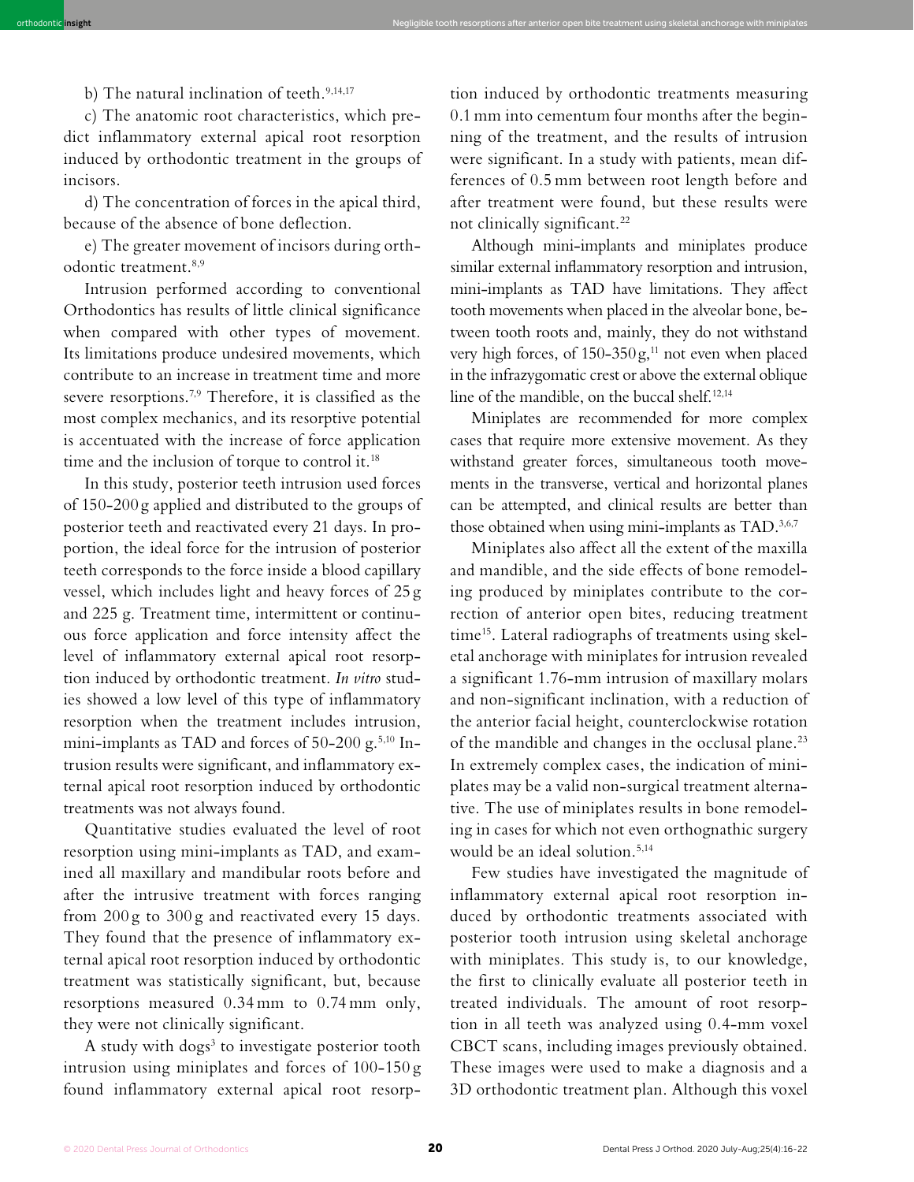b) The natural inclination of teeth.[9,14,17]

c) The anatomic root characteristics, which predict inflammatory external apical root resorption induced by orthodontic treatment in the groups of incisors.

d) The concentration of forces in the apical third, because of the absence of bone deflection.

e) The greater movement of incisors during orthodontic treatment.[8,9]

Intrusion performed according to conventional Orthodontics has results of little clinical significance when compared with other types of movement. Its limitations produce undesired movements, which contribute to an increase in treatment time and more severe resorptions.[7,9] Therefore, it is classified as the most complex mechanics, and its resorptive potential is accentuated with the increase of force application time and the inclusion of torque to control it.[18]

In this study, posterior teeth intrusion used forces of 150-200 g applied and distributed to the groups of posterior teeth and reactivated every 21 days. In proportion, the ideal force for the intrusion of posterior teeth corresponds to the force inside a blood capillary vessel, which includes light and heavy forces of 25 g and 225 g. Treatment time, intermittent or continuous force application and force intensity affect the level of inflammatory external apical root resorption induced by orthodontic treatment. *In vitro* studies showed a low level of this type of inflammatory resorption when the treatment includes intrusion, mini-implants as TAD and forces of 50-200 g.[5,10] Intrusion results were significant, and inflammatory external apical root resorption induced by orthodontic treatments was not always found.

Quantitative studies evaluated the level of root resorption using mini-implants as TAD, and examined all maxillary and mandibular roots before and after the intrusive treatment with forces ranging from 200 g to 300 g and reactivated every 15 days. They found that the presence of inflammatory external apical root resorption induced by orthodontic treatment was statistically significant, but, because resorptions measured 0.34 mm to 0.74 mm only, they were not clinically significant.

A study with dogs[3] to investigate posterior tooth intrusion using miniplates and forces of 100-150 g found inflammatory external apical root resorption induced by orthodontic treatments measuring 0.1 mm into cementum four months after the beginning of the treatment, and the results of intrusion were significant. In a study with patients, mean differences of 0.5 mm between root length before and after treatment were found, but these results were not clinically significant.[22]

Although mini-implants and miniplates produce similar external inflammatory resorption and intrusion, mini-implants as TAD have limitations. They affect tooth movements when placed in the alveolar bone, between tooth roots and, mainly, they do not withstand very high forces, of 150-350 g,[11] not even when placed in the infrazygomatic crest or above the external oblique line of the mandible, on the buccal shelf.[12,14]

Miniplates are recommended for more complex cases that require more extensive movement. As they withstand greater forces, simultaneous tooth movements in the transverse, vertical and horizontal planes can be attempted, and clinical results are better than those obtained when using mini-implants as TAD.[3,6,7]

Miniplates also affect all the extent of the maxilla and mandible, and the side effects of bone remodeling produced by miniplates contribute to the correction of anterior open bites, reducing treatment time[15]. Lateral radiographs of treatments using skeletal anchorage with miniplates for intrusion revealed a significant 1.76-mm intrusion of maxillary molars and non-significant inclination, with a reduction of the anterior facial height, counterclockwise rotation of the mandible and changes in the occlusal plane.[23] In extremely complex cases, the indication of miniplates may be a valid non-surgical treatment alternative. The use of miniplates results in bone remodeling in cases for which not even orthognathic surgery would be an ideal solution.[5,14]

Few studies have investigated the magnitude of inflammatory external apical root resorption induced by orthodontic treatments associated with posterior tooth intrusion using skeletal anchorage with miniplates. This study is, to our knowledge, the first to clinically evaluate all posterior teeth in treated individuals. The amount of root resorption in all teeth was analyzed using 0.4-mm voxel CBCT scans, including images previously obtained. These images were used to make a diagnosis and a 3D orthodontic treatment plan. Although this voxel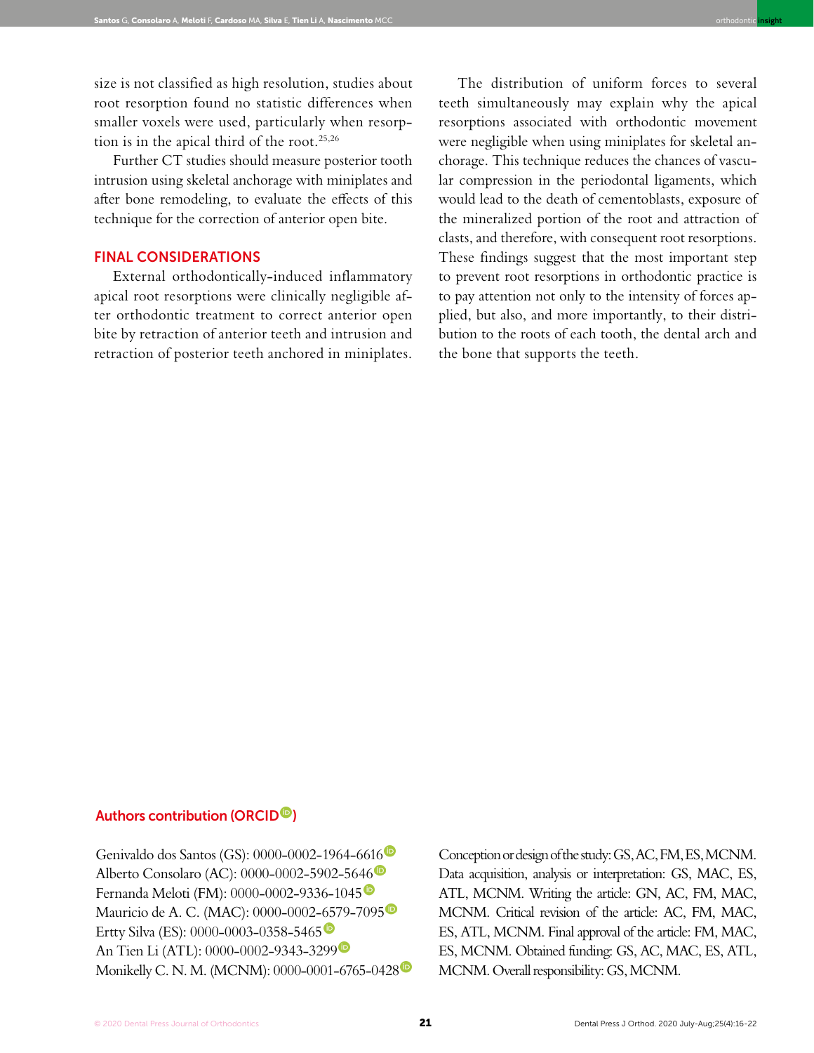size is not classified as high resolution, studies about root resorption found no statistic differences when smaller voxels were used, particularly when resorption is in the apical third of the root.[25,26]

Further CT studies should measure posterior tooth intrusion using skeletal anchorage with miniplates and after bone remodeling, to evaluate the effects of this technique for the correction of anterior open bite.

## FINAL CONSIDERATIONS

External orthodontically-induced inflammatory apical root resorptions were clinically negligible after orthodontic treatment to correct anterior open bite by retraction of anterior teeth and intrusion and retraction of posterior teeth anchored in miniplates.

The distribution of uniform forces to several teeth simultaneously may explain why the apical resorptions associated with orthodontic movement were negligible when using miniplates for skeletal anchorage. This technique reduces the chances of vascular compression in the periodontal ligaments, which would lead to the death of cementoblasts, exposure of the mineralized portion of the root and attraction of clasts, and therefore, with consequent root resorptions. These findings suggest that the most important step to prevent root resorptions in orthodontic practice is to pay attention not only to the intensity of forces applied, but also, and more importantly, to their distribution to the roots of each tooth, the dental arch and the bone that supports the teeth.

## Authors contribution (ORCID)

Genivaldo dos Santos (GS): 0000-0002-1964-6616
Alberto Consolaro (AC): 0000-0002-5902-5646
Fernanda Meloti (FM): 0000-0002-9336-1045
Mauricio de A. C. (MAC): 0000-0002-6579-7095
Ertty Silva (ES): 0000-0003-0358-5465
An Tien Li (ATL): 0000-0002-9343-3299
Monikelly C. N. M. (MCNM): 0000-0001-6765-0428

Conception or design of the study: GS, AC, FM, ES, MCNM. Data acquisition, analysis or interpretation: GS, MAC, ES, ATL, MCNM. Writing the article: GN, AC, FM, MAC, MCNM. Critical revision of the article: AC, FM, MAC, ES, ATL, MCNM. Final approval of the article: FM, MAC, ES, MCNM. Obtained funding: GS, AC, MAC, ES, ATL, MCNM. Overall responsibility: GS, MCNM.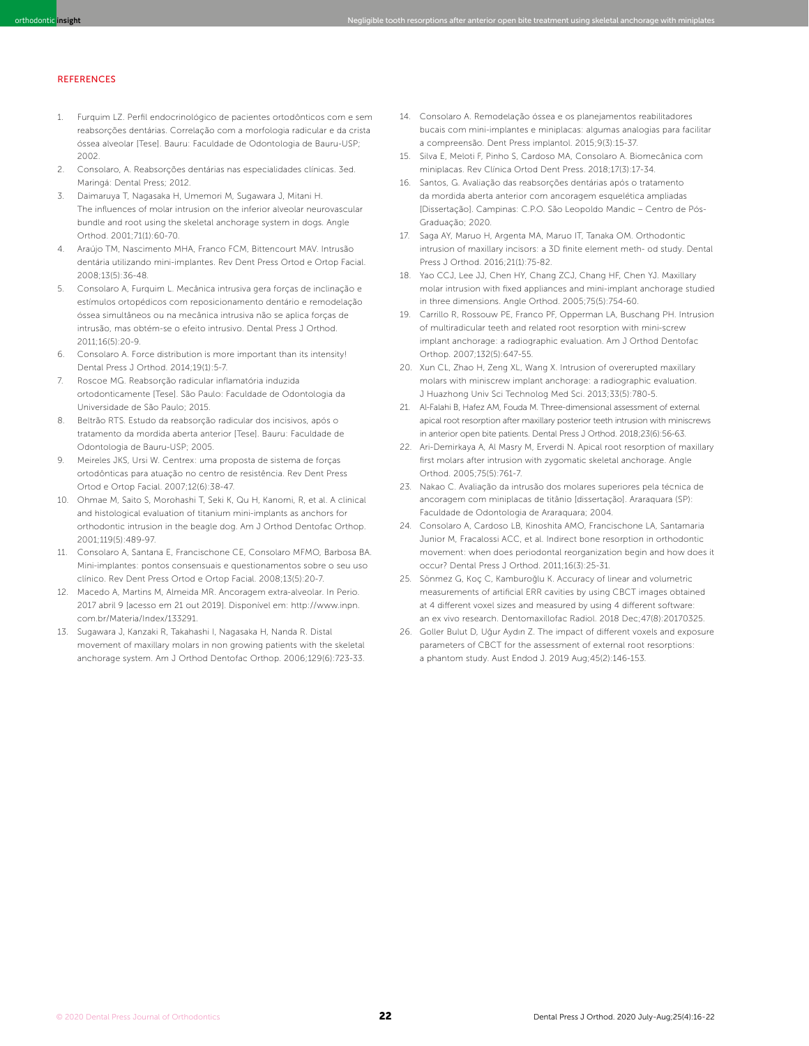## REFERENCES

1. Furquim LZ. Perfil endocrinológico de pacientes ortodônticos com e sem reabsorções dentárias. Correlação com a morfologia radicular e da crista óssea alveolar [Tese]. Bauru: Faculdade de Odontologia de Bauru-USP; 2002.
2. Consolaro, A. Reabsorções dentárias nas especialidades clínicas. 3ed. Maringá: Dental Press; 2012.
3. Daimaruya T, Nagasaka H, Umemori M, Sugawara J, Mitani H. The influences of molar intrusion on the inferior alveolar neurovascular bundle and root using the skeletal anchorage system in dogs. Angle Orthod. 2001;71(1):60-70.
4. Araújo TM, Nascimento MHA, Franco FCM, Bittencourt MAV. Intrusão dentária utilizando mini-implantes. Rev Dent Press Ortod e Ortop Facial. 2008;13(5):36-48.
5. Consolaro A, Furquim L. Mecânica intrusiva gera forças de inclinação e estímulos ortopédicos com reposicionamento dentário e remodelação óssea simultâneos ou na mecânica intrusiva não se aplica forças de intrusão, mas obtém-se o efeito intrusivo. Dental Press J Orthod. 2011;16(5):20-9.
6. Consolaro A. Force distribution is more important than its intensity! Dental Press J Orthod. 2014;19(1):5-7.
7. Roscoe MG. Reabsorção radicular inflamatória induzida ortodonticamente [Tese]. São Paulo: Faculdade de Odontologia da Universidade de São Paulo; 2015.
8. Beltrão RTS. Estudo da reabsorção radicular dos incisivos, após o tratamento da mordida aberta anterior [Tese]. Bauru: Faculdade de Odontologia de Bauru-USP; 2005.
9. Meireles JKS, Ursi W. Centrex: uma proposta de sistema de forças ortodônticas para atuação no centro de resistência. Rev Dent Press Ortod e Ortop Facial. 2007;12(6):38-47.
10. Ohmae M, Saito S, Morohashi T, Seki K, Qu H, Kanomi, R, et al. A clinical and histological evaluation of titanium mini-implants as anchors for orthodontic intrusion in the beagle dog. Am J Orthod Dentofac Orthop. 2001;119(5):489-97.
11. Consolaro A, Santana E, Francischone CE, Consolaro MFMO, Barbosa BA. Mini-implantes: pontos consensuais e questionamentos sobre o seu uso clínico. Rev Dent Press Ortod e Ortop Facial. 2008;13(5):20-7.
12. Macedo A, Martins M, Almeida MR. Ancoragem extra-alveolar. In Perio. 2017 abril 9 [acesso em 21 out 2019]. Disponível em: http://www.inpn.com.br/Materia/Index/133291.
13. Sugawara J, Kanzaki R, Takahashi I, Nagasaka H, Nanda R. Distal movement of maxillary molars in non growing patients with the skeletal anchorage system. Am J Orthod Dentofac Orthop. 2006;129(6):723-33.
14. Consolaro A. Remodelação óssea e os planejamentos reabilitadores bucais com mini-implantes e miniplacas: algumas analogias para facilitar a compreensão. Dent Press implantol. 2015;9(3):15-37.
15. Silva E, Meloti F, Pinho S, Cardoso MA, Consolaro A. Biomecânica com miniplacas. Rev Clínica Ortod Dent Press. 2018;17(3):17-34.
16. Santos, G. Avaliação das reabsorções dentárias após o tratamento da mordida aberta anterior com ancoragem esquelética ampliadas [Dissertação]. Campinas: C.P.O. São Leopoldo Mandic – Centro de Pós-Graduação; 2020.
17. Saga AY, Maruo H, Argenta MA, Maruo IT, Tanaka OM. Orthodontic intrusion of maxillary incisors: a 3D finite element meth- od study. Dental Press J Orthod. 2016;21(1):75-82.
18. Yao CCJ, Lee JJ, Chen HY, Chang ZCJ, Chang HF, Chen YJ. Maxillary molar intrusion with fixed appliances and mini-implant anchorage studied in three dimensions. Angle Orthod. 2005;75(5):754-60.
19. Carrillo R, Rossouw PE, Franco PF, Opperman LA, Buschang PH. Intrusion of multiradicular teeth and related root resorption with mini-screw implant anchorage: a radiographic evaluation. Am J Orthod Dentofac Orthop. 2007;132(5):647-55.
20. Xun CL, Zhao H, Zeng XL, Wang X. Intrusion of overerupted maxillary molars with miniscrew implant anchorage: a radiographic evaluation. J Huazhong Univ Sci Technolog Med Sci. 2013;33(5):780-5.
21. Al-Falahi B, Hafez AM, Fouda M. Three-dimensional assessment of external apical root resorption after maxillary posterior teeth intrusion with miniscrews in anterior open bite patients. Dental Press J Orthod. 2018;23(6):56-63.
22. Ari-Demirkaya A, Al Masry M, Erverdi N. Apical root resorption of maxillary first molars after intrusion with zygomatic skeletal anchorage. Angle Orthod. 2005;75(5):761-7.
23. Nakao C. Avaliação da intrusão dos molares superiores pela técnica de ancoragem com miniplacas de titânio [dissertação]. Araraquara (SP): Faculdade de Odontologia de Araraquara; 2004.
24. Consolaro A, Cardoso LB, Kinoshita AMO, Francischone LA, Santamaria Junior M, Fracalossi ACC, et al. Indirect bone resorption in orthodontic movement: when does periodontal reorganization begin and how does it occur? Dental Press J Orthod. 2011;16(3):25-31.
25. Sönmez G, Koç C, Kamburoğlu K. Accuracy of linear and volumetric measurements of artificial ERR cavities by using CBCT images obtained at 4 different voxel sizes and measured by using 4 different software: an ex vivo research. Dentomaxillofac Radiol. 2018 Dec;47(8):20170325.
26. Goller Bulut D, Uğur Aydın Z. The impact of different voxels and exposure parameters of CBCT for the assessment of external root resorptions: a phantom study. Aust Endod J. 2019 Aug;45(2):146-153.